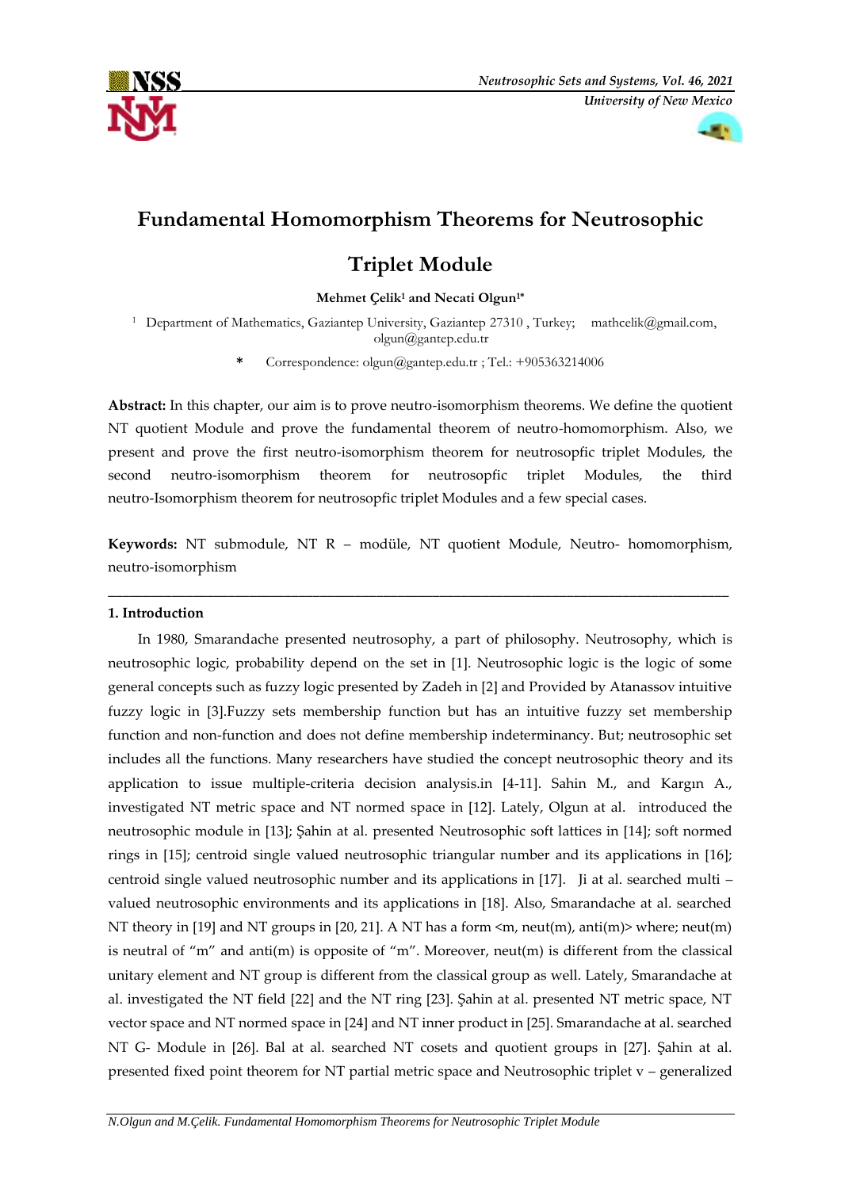# Fundamental Homomorphism Theorems for Neutrosophic Triplet Module

**Mehmet Çelik[1] and Necati Olgun[1*]**

[1] Department of Mathematics, Gaziantep University, Gaziantep 27310 , Turkey; mathcelik@gmail.com, olgun@gantep.edu.tr

\* Correspondence: olgun@gantep.edu.tr ; Tel.: +905363214006

**Abstract:** In this chapter, our aim is to prove neutro-isomorphism theorems. We define the quotient NT quotient Module and prove the fundamental theorem of neutro-homomorphism. Also, we present and prove the first neutro-isomorphism theorem for neutrosopfic triplet Modules, the second neutro-isomorphism theorem for neutrosopfic triplet Modules, the third neutro-Isomorphism theorem for neutrosopfic triplet Modules and a few special cases.

**Keywords:** NT submodule, NT R – modüle, NT quotient Module, Neutro- homomorphism, neutro-isomorphism

---

## 1. Introduction

In 1980, Smarandache presented neutrosophy, a part of philosophy. Neutrosophy, which is neutrosophic logic, probability depend on the set in [1]. Neutrosophic logic is the logic of some general concepts such as fuzzy logic presented by Zadeh in [2] and Provided by Atanassov intuitive fuzzy logic in [3].Fuzzy sets membership function but has an intuitive fuzzy set membership function and non-function and does not define membership indeterminancy. But; neutrosophic set includes all the functions. Many researchers have studied the concept neutrosophic theory and its application to issue multiple-criteria decision analysis.in [4-11]. Sahin M., and Kargın A., investigated NT metric space and NT normed space in [12]. Lately, Olgun at al. introduced the neutrosophic module in [13]; Şahin at al. presented Neutrosophic soft lattices in [14]; soft normed rings in [15]; centroid single valued neutrosophic triangular number and its applications in [16]; centroid single valued neutrosophic number and its applications in [17]. Ji at al. searched multi – valued neutrosophic environments and its applications in [18]. Also, Smarandache at al. searched NT theory in [19] and NT groups in [20, 21]. A NT has a form <m, neut(m), anti(m)> where; neut(m) is neutral of "m" and anti(m) is opposite of "m". Moreover, neut(m) is different from the classical unitary element and NT group is different from the classical group as well. Lately, Smarandache at al. investigated the NT field [22] and the NT ring [23]. Şahin at al. presented NT metric space, NT vector space and NT normed space in [24] and NT inner product in [25]. Smarandache at al. searched NT G- Module in [26]. Bal at al. searched NT cosets and quotient groups in [27]. Şahin at al. presented fixed point theorem for NT partial metric space and Neutrosophic triplet v – generalized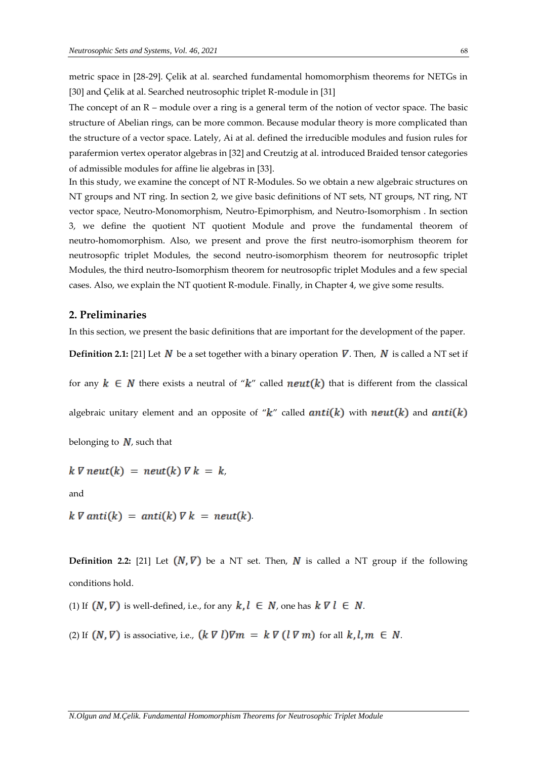metric space in [28-29]. Çelik at al. searched fundamental homomorphism theorems for NETGs in [30] and Çelik at al. Searched neutrosophic triplet R-module in [31]

The concept of an R – module over a ring is a general term of the notion of vector space. The basic structure of Abelian rings, can be more common. Because modular theory is more complicated than the structure of a vector space. Lately, Ai at al. defined the irreducible modules and fusion rules for parafermion vertex operator algebras in [32] and Creutzig at al. introduced Braided tensor categories of admissible modules for affine lie algebras in [33].

In this study, we examine the concept of NT R-Modules. So we obtain a new algebraic structures on NT groups and NT ring. In section 2, we give basic definitions of NT sets, NT groups, NT ring, NT vector space, Neutro-Monomorphism, Neutro-Epimorphism, and Neutro-Isomorphism . In section 3, we define the quotient NT quotient Module and prove the fundamental theorem of neutro-homomorphism. Also, we present and prove the first neutro-isomorphism theorem for neutrosopfic triplet Modules, the second neutro-isomorphism theorem for neutrosopfic triplet Modules, the third neutro-Isomorphism theorem for neutrosopfic triplet Modules and a few special cases. Also, we explain the NT quotient R-module. Finally, in Chapter 4, we give some results.

## 2. Preliminaries

In this section, we present the basic definitions that are important for the development of the paper.

**Definition 2.1:** [21] Let $N$ be a set together with a binary operation $\nabla$. Then, $N$ is called a NT set if for any $k \in N$ there exists a neutral of "$k$" called $neut(k)$ that is different from the classical algebraic unitary element and an opposite of "$k$" called $anti(k)$ with $neut(k)$ and $anti(k)$ belonging to $N$, such that

$$k \nabla neut(k) = neut(k) \nabla k = k,$$

and

$$k \nabla anti(k) = anti(k) \nabla k = neut(k).$$

**Definition 2.2:** [21] Let $(N, \nabla)$ be a NT set. Then, $N$ is called a NT group if the following conditions hold.

(1) If $(N, \nabla)$ is well-defined, i.e., for any $k, l \in N$, one has $k \nabla l \in N$.

(2) If $(N, \nabla)$ is associative, i.e., $(k \nabla l) \nabla m = k \nabla (l \nabla m)$ for all $k, l, m \in N$.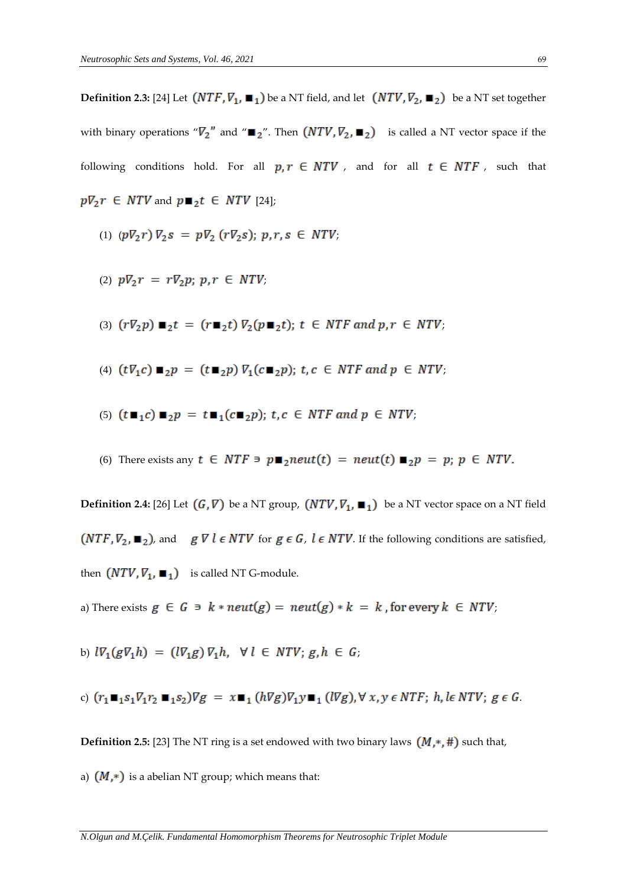**Definition 2.3:** [24] Let $(NTF, \nabla_1, \blacksquare_1)$ be a NT field, and let $(NTV, \nabla_2, \blacksquare_2)$ be a NT set together with binary operations "$\nabla_2$" and "$\blacksquare_2$". Then $(NTV, \nabla_2, \blacksquare_2)$ is called a NT vector space if the following conditions hold. For all $p, r \in NTV$, and for all $t \in NTF$, such that $p\nabla_2 r \in NTV$ and $p\blacksquare_2 t \in NTV$ [24];

(1) $(p\nabla_2 r)\nabla_2 s = p\nabla_2(r\nabla_2 s)$; $p, r, s \in NTV$;

(2) $p\nabla_2 r = r\nabla_2 p$; $p, r \in NTV$;

(3) $(r\nabla_2 p)\blacksquare_2 t = (r\blacksquare_2 t)\nabla_2(p\blacksquare_2 t)$; $t \in NTF$ *and* $p, r \in NTV$;

(4) $(t\nabla_1 c)\blacksquare_2 p = (t\blacksquare_2 p)\nabla_1(c\blacksquare_2 p)$; $t, c \in NTF$ *and* $p \in NTV$;

(5) $(t\blacksquare_1 c)\blacksquare_2 p = t\blacksquare_1(c\blacksquare_2 p)$; $t, c \in NTF$ *and* $p \in NTV$;

(6) There exists any $t \in NTF \ni p\blacksquare_2 neut(t) = neut(t)\blacksquare_2 p = p$; $p \in NTV$.

**Definition 2.4:** [26] Let $(G, \nabla)$ be a NT group, $(NTV, \nabla_1, \blacksquare_1)$ be a NT vector space on a NT field $(NTF, \nabla_2, \blacksquare_2)$, and $g\,\nabla\, l \in NTV$ for $g \in G$, $l \in NTV$. If the following conditions are satisfied, then $(NTV, \nabla_1, \blacksquare_1)$ is called NT G-module.

a) There exists $g \in G \ni k * neut(g) = neut(g) * k = k$, for every $k \in NTV$;

b) $l\nabla_1(g\nabla_1 h) = (l\nabla_1 g)\nabla_1 h, \ \forall\, l \in NTV$; $g, h \in G$;

c) $(r_1\blacksquare_1 s_1\nabla_1 r_2\blacksquare_1 s_2)\nabla g = x\blacksquare_1(h\nabla g)\nabla_1 y\blacksquare_1(l\nabla g), \forall\, x, y \in NTF$; $h, l \in NTV$; $g \in G$.

**Definition 2.5:** [23] The NT ring is a set endowed with two binary laws $(M, *, \#)$ such that,

a) $(M, *)$ is a abelian NT group; which means that: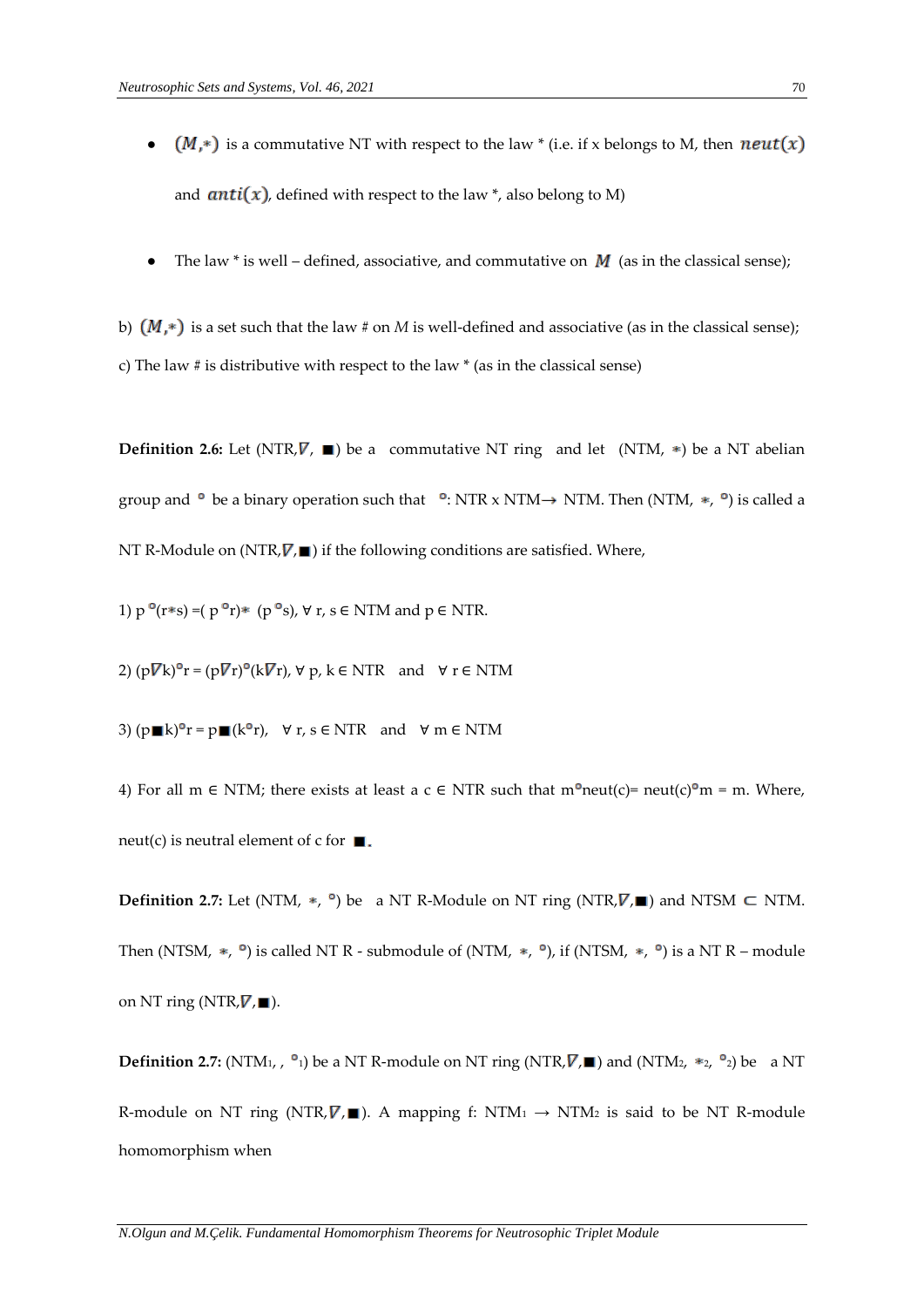- $(M,*)$ is a commutative NT with respect to the law * (i.e. if x belongs to M, then $neut(x)$ and $anti(x)$, defined with respect to the law *, also belong to M)

- The law * is well – defined, associative, and commutative on $M$ (as in the classical sense);

b) $(M,*)$ is a set such that the law # on *M* is well-defined and associative (as in the classical sense);

c) The law # is distributive with respect to the law * (as in the classical sense)

**Definition 2.6:** Let (NTR,$\nabla$, ■) be a commutative NT ring and let (NTM, ∗) be a NT abelian group and ° be a binary operation such that °: NTR x NTM→ NTM. Then (NTM, ∗, °) is called a NT R-Module on (NTR,$\nabla$,■) if the following conditions are satisfied. Where,

1) p °(r∗s) =( p °r)∗ (p °s), ∀ r, s ∈ NTM and p ∈ NTR.

2) (p$\nabla$k)°r = (p$\nabla$r)°(k$\nabla$r), ∀ p, k ∈ NTR and ∀ r ∈ NTM

3) (p■k)°r = p■(k°r), ∀ r, s ∈ NTR and ∀ m ∈ NTM

4) For all m ∈ NTM; there exists at least a c ∈ NTR such that m°neut(c)= neut(c)°m = m. Where, neut(c) is neutral element of c for ■.

**Definition 2.7:** Let (NTM, ∗, °) be a NT R-Module on NT ring (NTR,$\nabla$,■) and NTSM ⊂ NTM. Then (NTSM, ∗, °) is called NT R - submodule of (NTM, ∗, °), if (NTSM, ∗, °) is a NT R – module on NT ring (NTR,$\nabla$,■).

**Definition 2.7:** ($NTM_1$, , $°_1$) be a NT R-module on NT ring (NTR,$\nabla$,■) and ($NTM_2$, $∗_2$, $°_2$) be a NT R-module on NT ring (NTR,$\nabla$,■). A mapping f: $NTM_1$ → $NTM_2$ is said to be NT R-module homomorphism when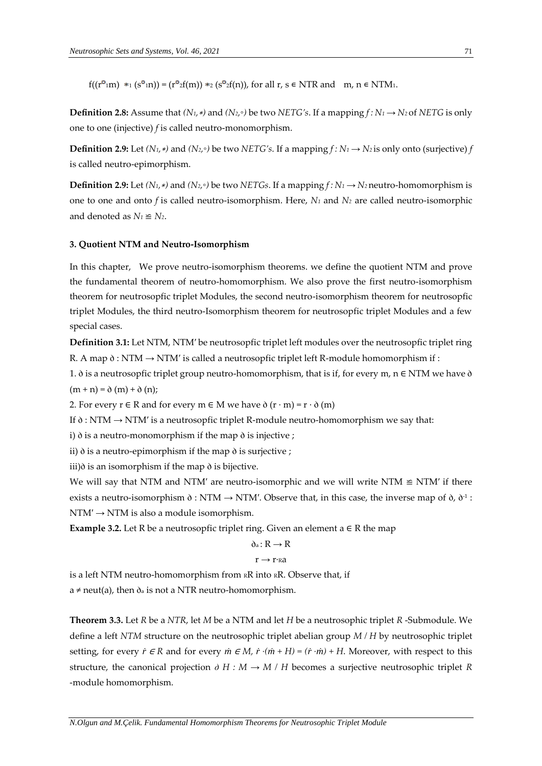$f((r^{\circ}{}_1 m) \ast_1 (s^{\circ}{}_1 n)) = (r^{\circ}{}_2 f(m)) \ast_2 (s^{\circ}{}_2 f(n))$, for all r, s ∈ NTR and m, n ∈ $NTM_1$.

**Definition 2.8:** Assume that $(N_1, \ast)$ and $(N_2, \circ)$ be two *NETG's*. If a mapping $f : N_1 \to N_2$ of *NETG* is only one to one (injective) *f* is called neutro-monomorphism.

**Definition 2.9:** Let $(N_1, \ast)$ and $(N_2, \circ)$ be two *NETG's*. If a mapping $f : N_1 \to N_2$ is only onto (surjective) *f* is called neutro-epimorphism.

**Definition 2.9:** Let $(N_1, \ast)$ and $(N_2, \circ)$ be two *NETGs*. If a mapping $f : N_1 \to N_2$ neutro-homomorphism is one to one and onto *f* is called neutro-isomorphism. Here, $N_1$ and $N_2$ are called neutro-isomorphic and denoted as $N_1 \cong N_2$.

### 3. Quotient NTM and Neutro-Isomorphism

In this chapter, We prove neutro-isomorphism theorems. we define the quotient NTM and prove the fundamental theorem of neutro-homomorphism. We also prove the first neutro-isomorphism theorem for neutrosopfic triplet Modules, the second neutro-isomorphism theorem for neutrosopfic triplet Modules, the third neutro-Isomorphism theorem for neutrosopfic triplet Modules and a few special cases.

**Definition 3.1:** Let NTM, NTM′ be neutrosopfic triplet left modules over the neutrosopfic triplet ring R. A map ð : NTM → NTM′ is called a neutrosopfic triplet left R-module homomorphism if :

1. ð is a neutrosopfic triplet group neutro-homomorphism, that is if, for every m, n ∈ NTM we have ð (m + n) = ð (m) + ð (n);
2. For every r ∈ R and for every m ∈ M we have ð (r · m) = r · ð (m)

If ð : NTM → NTM′ is a neutrosopfic triplet R-module neutro-homomorphism we say that:

i) ð is a neutro-monomorphism if the map ð is injective ;

ii) ð is a neutro-epimorphism if the map ð is surjective ;

iii)ð is an isomorphism if the map ð is bijective.

We will say that NTM and NTM′ are neutro-isomorphic and we will write NTM ≅ NTM′ if there exists a neutro-isomorphism ð : NTM → NTM′. Observe that, in this case, the inverse map of ð, $ð^{-1}$ : NTM′ → NTM is also a module isomorphism.

**Example 3.2.** Let R be a neutrosopfic triplet ring. Given an element a ∈ R the map

$$ð_a : R \to R$$
$$r \to r \cdot_R a$$

is a left NTM neutro-homomorphism from $_R R$ into $_R R$. Observe that, if $a \neq$ neut(a), then $ð_a$ is not a NTR neutro-homomorphism.

**Theorem 3.3.** Let *R* be a *NTR*, let *M* be a NTM and let *H* be a neutrosophic triplet *R* -Submodule. We define a left *NTM* structure on the neutrosophic triplet abelian group *M* / *H* by neutrosophic triplet setting, for every $\dot{r} \in R$ and for every $\dot{m} \in M$, $\dot{r} \cdot (\dot{m} + H) = (\dot{r} \cdot \dot{m}) + H$. Moreover, with respect to this structure, the canonical projection $ð\ H : M \to M / H$ becomes a surjective neutrosophic triplet *R* -module homomorphism.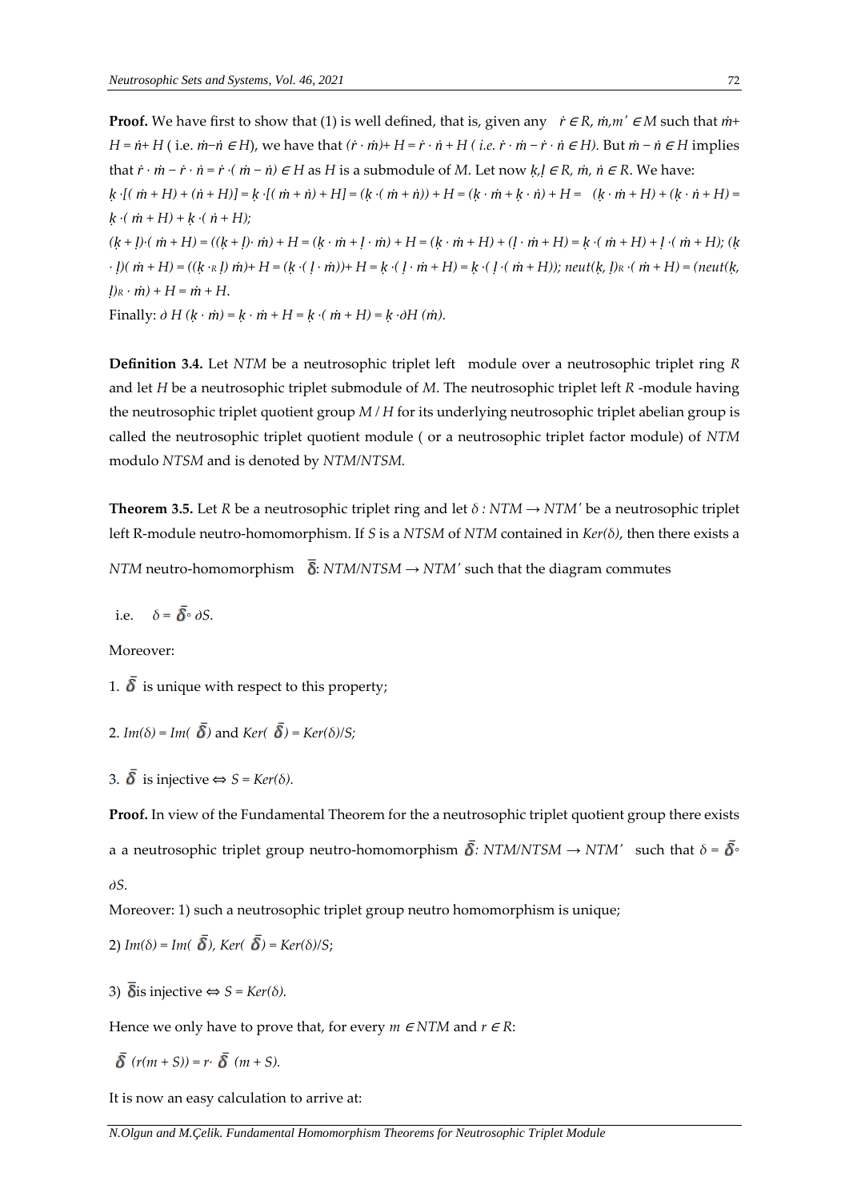**Proof.** We have first to show that (1) is well defined, that is, given any $\dot{r} \in R$, $\dot{m}, m' \in M$ such that $\dot{m} + H = \dot{n} + H$ ( i.e. $\dot{m} - \dot{n} \in H$), we have that $(\dot{r} \cdot \dot{m}) + H = \dot{r} \cdot \dot{n} + H$ ( i.e. $\dot{r} \cdot \dot{m} - \dot{r} \cdot \dot{n} \in H$). But $\dot{m} - \dot{n} \in H$ implies that $\dot{r} \cdot \dot{m} - \dot{r} \cdot \dot{n} = \dot{r} \cdot (\dot{m} - \dot{n}) \in H$ as $H$ is a submodule of $M$. Let now $\underset{.}{k}, \underset{.}{l} \in R$, $\dot{m}$, $\dot{n} \in R$. We have:

$\underset{.}{k} \cdot [(\dot{m} + H) + (\dot{n} + H)] = \underset{.}{k} \cdot [(\dot{m} + \dot{n}) + H] = (\underset{.}{k} \cdot (\dot{m} + \dot{n})) + H = (\underset{.}{k} \cdot \dot{m} + \underset{.}{k} \cdot \dot{n}) + H = (\underset{.}{k} \cdot \dot{m} + H) + (\underset{.}{k} \cdot \dot{n} + H) = \underset{.}{k} \cdot (\dot{m} + H) + \underset{.}{k} \cdot (\dot{n} + H)$;

$(\underset{.}{k} + \underset{.}{l}) \cdot (\dot{m} + H) = ((\underset{.}{k} + \underset{.}{l}) \cdot \dot{m}) + H = (\underset{.}{k} \cdot \dot{m} + \underset{.}{l} \cdot \dot{m}) + H = (\underset{.}{k} \cdot \dot{m} + H) + (\underset{.}{l} \cdot \dot{m} + H) = \underset{.}{k} \cdot (\dot{m} + H) + \underset{.}{l} \cdot (\dot{m} + H)$; $(\underset{.}{k} \cdot \underset{.}{l})(\dot{m} + H) = ((\underset{.}{k} \cdot_R \underset{.}{l})\, \dot{m}) + H = (\underset{.}{k} \cdot (\underset{.}{l} \cdot \dot{m})) + H = \underset{.}{k} \cdot (\underset{.}{l} \cdot \dot{m} + H) = \underset{.}{k} \cdot (\underset{.}{l} \cdot (\dot{m} + H))$; $neut(\underset{.}{k}, \underset{.}{l})_R \cdot (\dot{m} + H) = (neut(\underset{.}{k}, \underset{.}{l})_R \cdot \dot{m}) + H = \dot{m} + H$.

Finally: $\partial H (\underset{.}{k} \cdot \dot{m}) = \underset{.}{k} \cdot \dot{m} + H = \underset{.}{k} \cdot (\dot{m} + H) = \underset{.}{k} \cdot \partial H (\dot{m})$.

**Definition 3.4.** Let *NTM* be a neutrosophic triplet left module over a neutrosophic triplet ring *R* and let *H* be a neutrosophic triplet submodule of *M*. The neutrosophic triplet left *R* -module having the neutrosophic triplet quotient group $M / H$ for its underlying neutrosophic triplet abelian group is called the neutrosophic triplet quotient module ( or a neutrosophic triplet factor module) of *NTM* modulo *NTSM* and is denoted by *NTM/NTSM.*

**Theorem 3.5.** Let *R* be a neutrosophic triplet ring and let $\delta : NTM \rightarrow NTM'$ be a neutrosophic triplet left R-module neutro-homomorphism. If *S* is a *NTSM* of *NTM* contained in $Ker(\delta)$, then there exists a *NTM* neutro-homomorphism $\bar{\delta}$: $NTM/NTSM \rightarrow NTM'$ such that the diagram commutes

i.e. $\delta = \bar{\delta} \circ \partial S$.

Moreover:

1. $\bar{\delta}$ is unique with respect to this property;

2. $Im(\delta) = Im(\bar{\delta})$ and $Ker(\bar{\delta}) = Ker(\delta)/S$;

3. $\bar{\delta}$ is injective $\Leftrightarrow S = Ker(\delta)$.

**Proof.** In view of the Fundamental Theorem for the a neutrosophic triplet quotient group there exists a a neutrosophic triplet group neutro-homomorphism $\bar{\delta}$: $NTM/NTSM \rightarrow NTM'$ such that $\delta = \bar{\delta} \circ \partial S$.

Moreover: 1) such a neutrosophic triplet group neutro homomorphism is unique;

2) $Im(\delta) = Im(\bar{\delta})$, $Ker(\bar{\delta}) = Ker(\delta)/S$;

3) $\bar{\delta}$is injective $\Leftrightarrow S = Ker(\delta)$.

Hence we only have to prove that, for every $m \in NTM$ and $r \in R$:

$\bar{\delta}\ (r(m + S)) = r \cdot \bar{\delta}\ (m + S)$.

It is now an easy calculation to arrive at: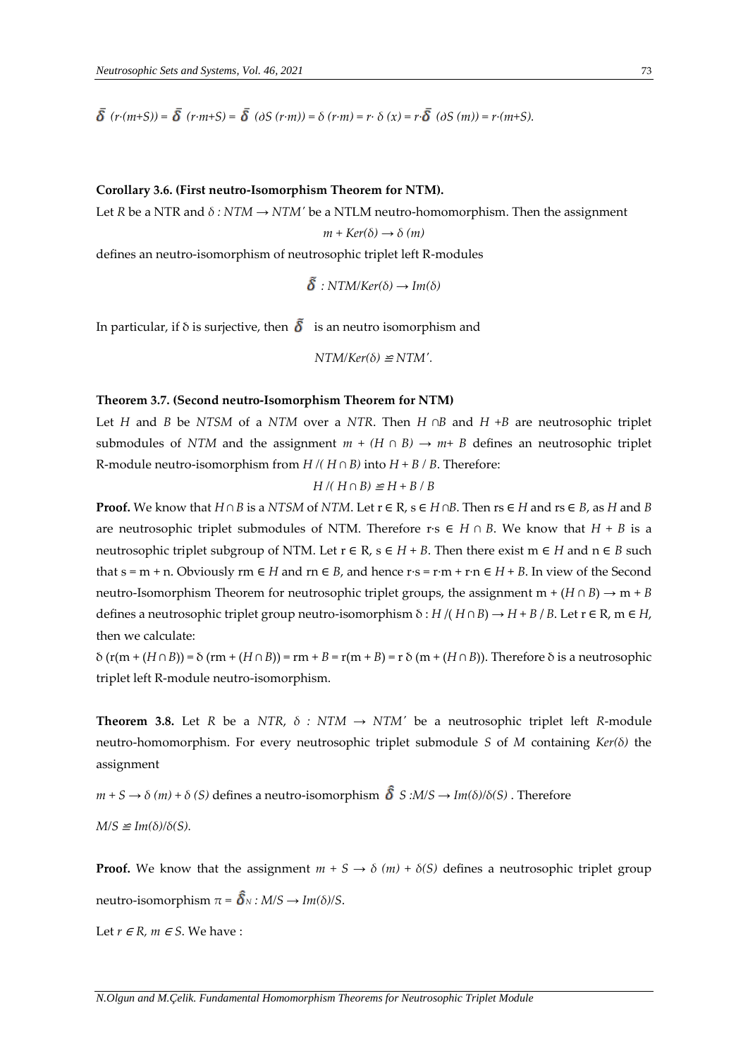$\bar{\bar{\delta}}$ $(r{\cdot}(m{+}S)) = \bar{\bar{\delta}}$ $(r{\cdot}m{+}S) = \bar{\bar{\delta}}$ $(\partial S\,(r{\cdot}m)) = \delta\,(r{\cdot}m) = r{\cdot}\,\delta\,(x) = r{\cdot}\bar{\bar{\delta}}$ $(\partial S\,(m)) = r{\cdot}(m{+}S)$.

**Corollary 3.6. (First neutro-Isomorphism Theorem for NTM).**

Let *R* be a NTR and $\delta : NTM \rightarrow NTM'$ be a NTLM neutro-homomorphism. Then the assignment

$$m + Ker(\delta) \rightarrow \delta\,(m)$$

defines an neutro-isomorphism of neutrosophic triplet left R-modules

$$\tilde{\bar{\delta}} : NTM/Ker(\delta) \rightarrow Im(\delta)$$

In particular, if ẟ is surjective, then $\tilde{\bar{\delta}}$ is an neutro isomorphism and

$$NTM/Ker(\delta) \cong NTM'.$$

**Theorem 3.7. (Second neutro-Isomorphism Theorem for NTM)**

Let *H* and *B* be *NTSM* of a *NTM* over a *NTR*. Then $H \cap B$ and $H + B$ are neutrosophic triplet submodules of *NTM* and the assignment $m + (H \cap B) \rightarrow m + B$ defines an neutrosophic triplet R-module neutro-isomorphism from $H /( H \cap B)$ into $H + B / B$. Therefore:

$$H /( H \cap B) \cong H + B / B$$

**Proof.** We know that $H \cap B$ is a *NTSM* of *NTM*. Let $r \in R$, $s \in H \cap B$. Then $rs \in H$ and $rs \in B$, as *H* and *B* are neutrosophic triplet submodules of NTM. Therefore $r{\cdot}s \in H \cap B$. We know that $H + B$ is a neutrosophic triplet subgroup of NTM. Let $r \in R$, $s \in H + B$. Then there exist $m \in H$ and $n \in B$ such that $s = m + n$. Obviously $rm \in H$ and $rn \in B$, and hence $r{\cdot}s = r{\cdot}m + r{\cdot}n \in H + B$. In view of the Second neutro-Isomorphism Theorem for neutrosophic triplet groups, the assignment $m + (H \cap B) \rightarrow m + B$ defines a neutrosophic triplet group neutro-isomorphism $ẟ : H /( H \cap B) \rightarrow H + B / B$. Let $r \in R$, $m \in H$, then we calculate:

$ẟ\,(r(m + (H \cap B)) = ẟ\,(rm + (H \cap B)) = rm + B = r(m + B) = r\,ẟ\,(m + (H \cap B))$. Therefore ẟ is a neutrosophic triplet left R-module neutro-isomorphism.

**Theorem 3.8.** Let *R* be a *NTR*, $\delta : NTM \rightarrow NTM'$ be a neutrosophic triplet left *R*-module neutro-homomorphism. For every neutrosophic triplet submodule *S* of *M* containing $Ker(\delta)$ the assignment

$m + S \rightarrow \delta\,(m) + \delta\,(S)$ defines a neutro-isomorphism $\hat{\bar{\delta}}\,S : M/S \rightarrow Im(\delta)/\delta(S)$. Therefore

$M/S \cong Im(\delta)/\delta(S)$.

**Proof.** We know that the assignment $m + S \rightarrow \delta\,(m) + \delta(S)$ defines a neutrosophic triplet group neutro-isomorphism $\pi = \hat{\bar{\delta}}_N : M/S \rightarrow Im(\delta)/S$.

Let $r \in R$, $m \in S$. We have :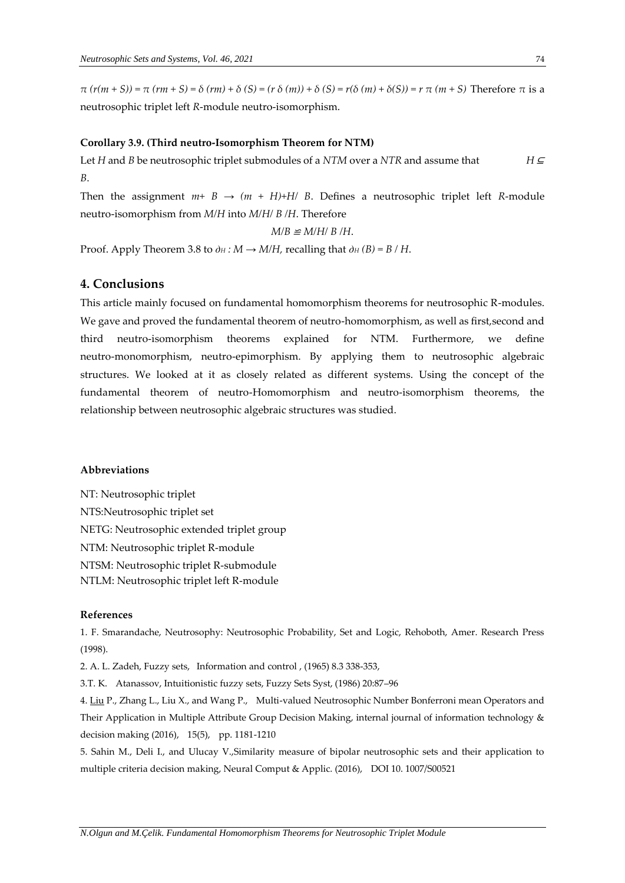$\pi\ (r(m + S)) = \pi\ (rm + S) = \delta\ (rm) + \delta\ (S) = (r\ \delta\ (m)) + \delta\ (S) = r(\delta\ (m) + \delta(S)) = r\ \pi\ (m + S)$ Therefore $\pi$ is a neutrosophic triplet left *R*-module neutro-isomorphism.

**Corollary 3.9. (Third neutro-Isomorphism Theorem for NTM)**

Let *H* and *B* be neutrosophic triplet submodules of a *NTM* over a *NTR* and assume that $H \subseteq B$.

Then the assignment $m+ B \rightarrow (m + H)+H/ B$. Defines a neutrosophic triplet left *R*-module neutro-isomorphism from $M/H$ into $M/H/ B /H$. Therefore

$$M/B \cong M/H/ B /H.$$

Proof. Apply Theorem 3.8 to $\partial_H : M \rightarrow M/H$, recalling that $\partial_H (B) = B / H$.

## 4. Conclusions

This article mainly focused on fundamental homomorphism theorems for neutrosophic R-modules. We gave and proved the fundamental theorem of neutro-homomorphism, as well as first,second and third neutro-isomorphism theorems explained for NTM. Furthermore, we define neutro-monomorphism, neutro-epimorphism. By applying them to neutrosophic algebraic structures. We looked at it as closely related as different systems. Using the concept of the fundamental theorem of neutro-Homomorphism and neutro-isomorphism theorems, the relationship between neutrosophic algebraic structures was studied.

**Abbreviations**

NT: Neutrosophic triplet

NTS:Neutrosophic triplet set

NETG: Neutrosophic extended triplet group

NTM: Neutrosophic triplet R-module

NTSM: Neutrosophic triplet R-submodule

NTLM: Neutrosophic triplet left R-module

**References**

1. F. Smarandache, Neutrosophy: Neutrosophic Probability, Set and Logic, Rehoboth, Amer. Research Press (1998).
2. A. L. Zadeh, Fuzzy sets, Information and control , (1965) 8.3 338-353,
3. T. K. Atanassov, Intuitionistic fuzzy sets, Fuzzy Sets Syst, (1986) 20:87–96
4. Liu P., Zhang L., Liu X., and Wang P., Multi-valued Neutrosophic Number Bonferroni mean Operators and Their Application in Multiple Attribute Group Decision Making, internal journal of information technology & decision making (2016), 15(5), pp. 1181-1210
5. Sahin M., Deli I., and Ulucay V.,Similarity measure of bipolar neutrosophic sets and their application to multiple criteria decision making, Neural Comput & Applic. (2016), DOI 10. 1007/S00521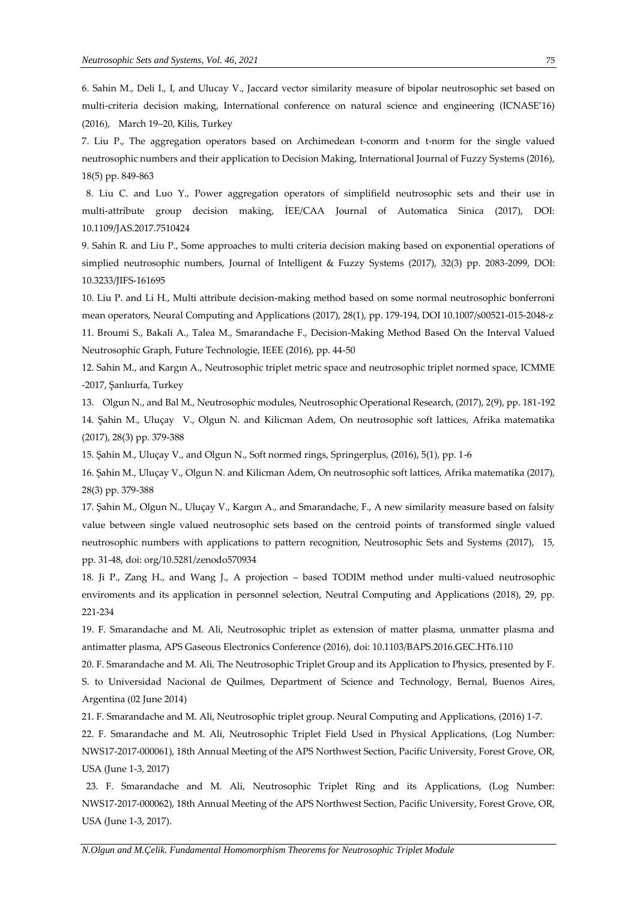6. Sahin M., Deli I., I, and Ulucay V., Jaccard vector similarity measure of bipolar neutrosophic set based on multi-criteria decision making, International conference on natural science and engineering (ICNASE'16) (2016), March 19–20, Kilis, Turkey

7. Liu P., The aggregation operators based on Archimedean t-conorm and t-norm for the single valued neutrosophic numbers and their application to Decision Making, International Journal of Fuzzy Systems (2016), 18(5) pp. 849-863

8. Liu C. and Luo Y., Power aggregation operators of simplifield neutrosophic sets and their use in multi-attribute group decision making, İEE/CAA Journal of Automatica Sinica (2017), DOI: 10.1109/JAS.2017.7510424

9. Sahin R. and Liu P., Some approaches to multi criteria decision making based on exponential operations of simplied neutrosophic numbers, Journal of Intelligent & Fuzzy Systems (2017), 32(3) pp. 2083-2099, DOI: 10.3233/JIFS-161695

10. Liu P. and Li H., Multi attribute decision-making method based on some normal neutrosophic bonferroni mean operators, Neural Computing and Applications (2017), 28(1), pp. 179-194, DOI 10.1007/s00521-015-2048-z

11. Broumi S., Bakali A., Talea M., Smarandache F., Decision-Making Method Based On the Interval Valued Neutrosophic Graph, Future Technologie, IEEE (2016), pp. 44-50

12. Sahin M., and Kargın A., Neutrosophic triplet metric space and neutrosophic triplet normed space, ICMME -2017, Şanlıurfa, Turkey

13. Olgun N., and Bal M., Neutrosophic modules, Neutrosophic Operational Research, (2017), 2(9), pp. 181-192

14. Şahin M., Uluçay V., Olgun N. and Kilicman Adem, On neutrosophic soft lattices, Afrika matematika (2017), 28(3) pp. 379-388

15. Şahin M., Uluçay V., and Olgun N., Soft normed rings, Springerplus, (2016), 5(1), pp. 1-6

16. Şahin M., Uluçay V., Olgun N. and Kilicman Adem, On neutrosophic soft lattices, Afrika matematika (2017), 28(3) pp. 379-388

17. Şahin M., Olgun N., Uluçay V., Kargın A., and Smarandache, F., A new similarity measure based on falsity value between single valued neutrosophic sets based on the centroid points of transformed single valued neutrosophic numbers with applications to pattern recognition, Neutrosophic Sets and Systems (2017), 15, pp. 31-48, doi: org/10.5281/zenodo570934

18. Ji P., Zang H., and Wang J., A projection – based TODIM method under multi-valued neutrosophic enviroments and its application in personnel selection, Neutral Computing and Applications (2018), 29, pp. 221-234

19. F. Smarandache and M. Ali, Neutrosophic triplet as extension of matter plasma, unmatter plasma and antimatter plasma, APS Gaseous Electronics Conference (2016), doi: 10.1103/BAPS.2016.GEC.HT6.110

20. F. Smarandache and M. Ali, The Neutrosophic Triplet Group and its Application to Physics, presented by F. S. to Universidad Nacional de Quilmes, Department of Science and Technology, Bernal, Buenos Aires, Argentina (02 June 2014)

21. F. Smarandache and M. Ali, Neutrosophic triplet group. Neural Computing and Applications, (2016) 1-7.

22. F. Smarandache and M. Ali, Neutrosophic Triplet Field Used in Physical Applications, (Log Number: NWS17-2017-000061), 18th Annual Meeting of the APS Northwest Section, Pacific University, Forest Grove, OR, USA (June 1-3, 2017)

23. F. Smarandache and M. Ali, Neutrosophic Triplet Ring and its Applications, (Log Number: NWS17-2017-000062), 18th Annual Meeting of the APS Northwest Section, Pacific University, Forest Grove, OR, USA (June 1-3, 2017).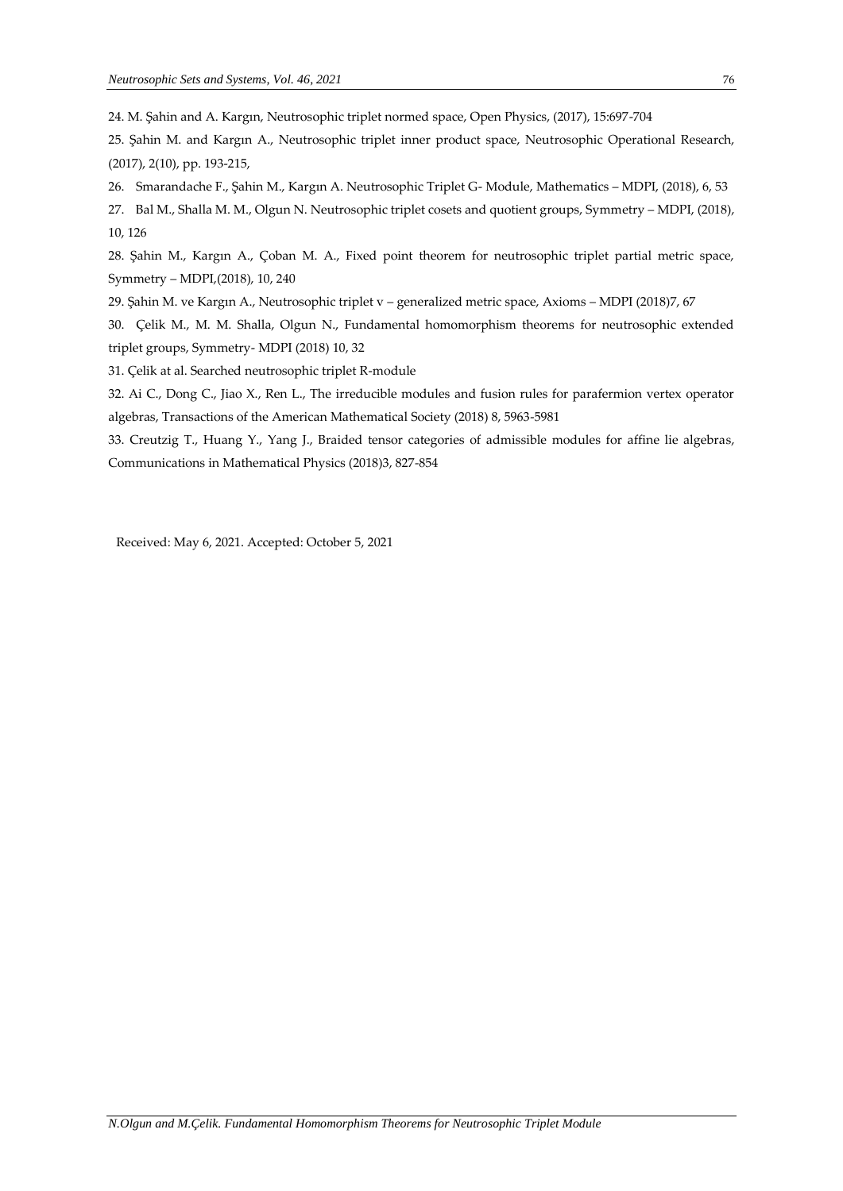24. M. Şahin and A. Kargın, Neutrosophic triplet normed space, Open Physics, (2017), 15:697-704

25. Şahin M. and Kargın A., Neutrosophic triplet inner product space, Neutrosophic Operational Research, (2017), 2(10), pp. 193-215,

26. Smarandache F., Şahin M., Kargın A. Neutrosophic Triplet G- Module, Mathematics – MDPI, (2018), 6, 53

27. Bal M., Shalla M. M., Olgun N. Neutrosophic triplet cosets and quotient groups, Symmetry – MDPI, (2018), 10, 126

28. Şahin M., Kargın A., Çoban M. A., Fixed point theorem for neutrosophic triplet partial metric space, Symmetry – MDPI,(2018), 10, 240

29. Şahin M. ve Kargın A., Neutrosophic triplet v – generalized metric space, Axioms – MDPI (2018)7, 67

30. Çelik M., M. M. Shalla, Olgun N., Fundamental homomorphism theorems for neutrosophic extended triplet groups, Symmetry- MDPI (2018) 10, 32

31. Çelik at al. Searched neutrosophic triplet R-module

32. Ai C., Dong C., Jiao X., Ren L., The irreducible modules and fusion rules for parafermion vertex operator algebras, Transactions of the American Mathematical Society (2018) 8, 5963-5981

33. Creutzig T., Huang Y., Yang J., Braided tensor categories of admissible modules for affine lie algebras, Communications in Mathematical Physics (2018)3, 827-854

Received: May 6, 2021. Accepted: October 5, 2021